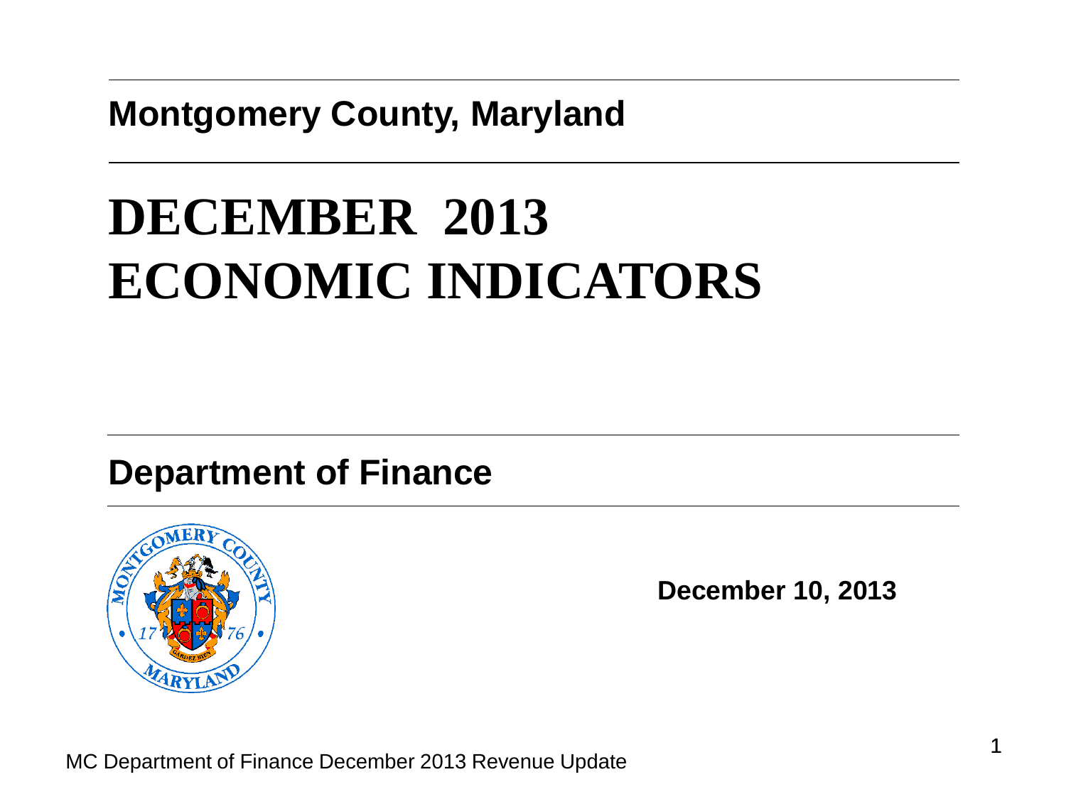**Montgomery County, Maryland**

# DECEMBER 2013 ECONOMIC INDICATORS

**Department of Finance**

**December 10, 2013**

MC Department of Finance December 2013 Revenue Update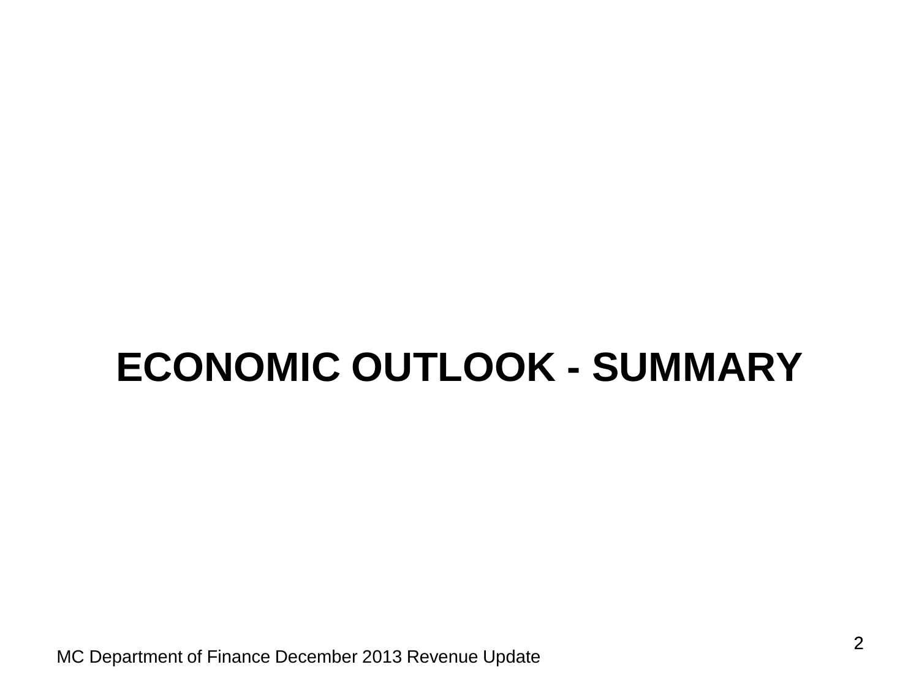# ECONOMIC OUTLOOK - SUMMARY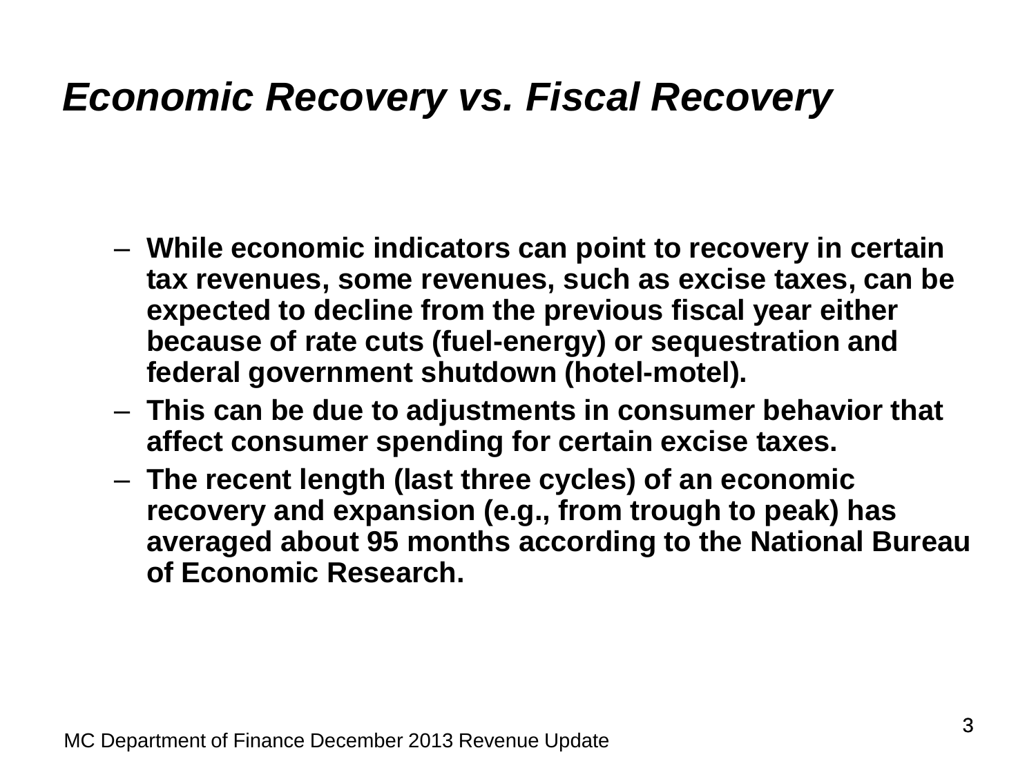# *Economic Recovery vs. Fiscal Recovery*

- **While economic indicators can point to recovery in certain tax revenues, some revenues, such as excise taxes, can be expected to decline from the previous fiscal year either because of rate cuts (fuel-energy) or sequestration and federal government shutdown (hotel-motel).**
- **This can be due to adjustments in consumer behavior that affect consumer spending for certain excise taxes.**
- **The recent length (last three cycles) of an economic recovery and expansion (e.g., from trough to peak) has averaged about 95 months according to the National Bureau of Economic Research.**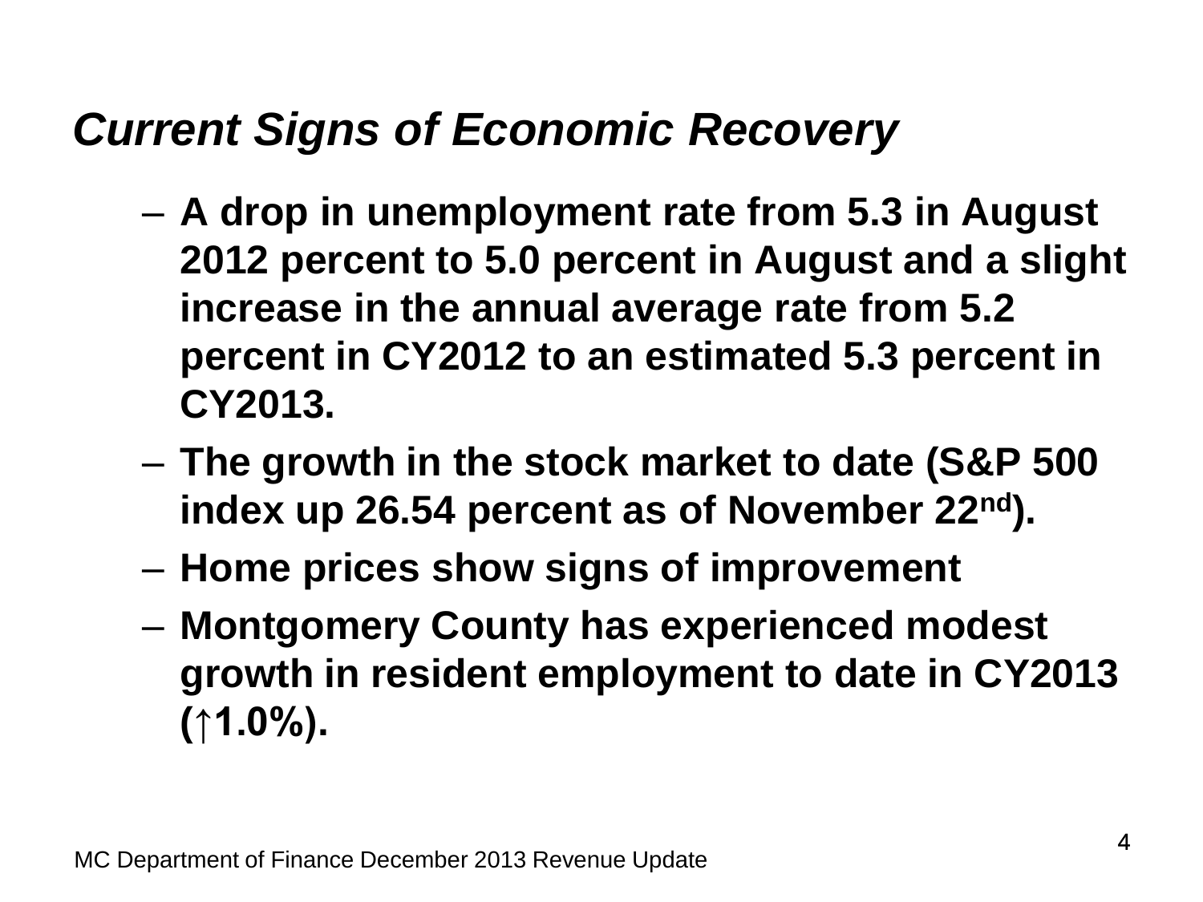## *Current Signs of Economic Recovery*

- A drop in unemployment rate from 5.3 in August 2012 percent to 5.0 percent in August and a slight increase in the annual average rate from 5.2 percent in CY2012 to an estimated 5.3 percent in CY2013.
- The growth in the stock market to date (S&P 500 index up 26.54 percent as of November 22nd).
- Home prices show signs of improvement
- Montgomery County has experienced modest growth in resident employment to date in CY2013 (↑1.0%).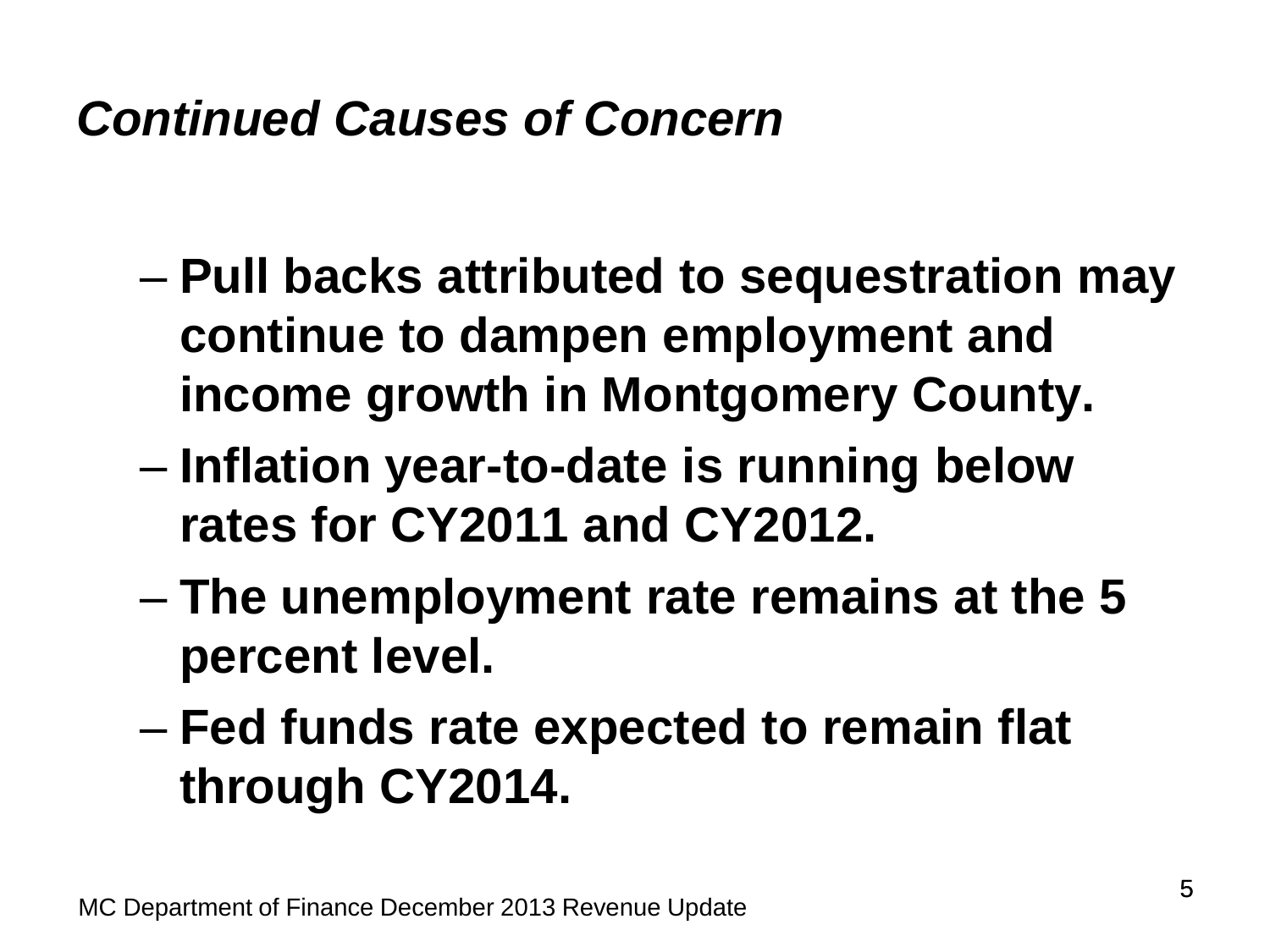## ***Continued Causes of Concern***

- **Pull backs attributed to sequestration may continue to dampen employment and income growth in Montgomery County.**
- **Inflation year-to-date is running below rates for CY2011 and CY2012.**
- **The unemployment rate remains at the 5 percent level.**
- **Fed funds rate expected to remain flat through CY2014.**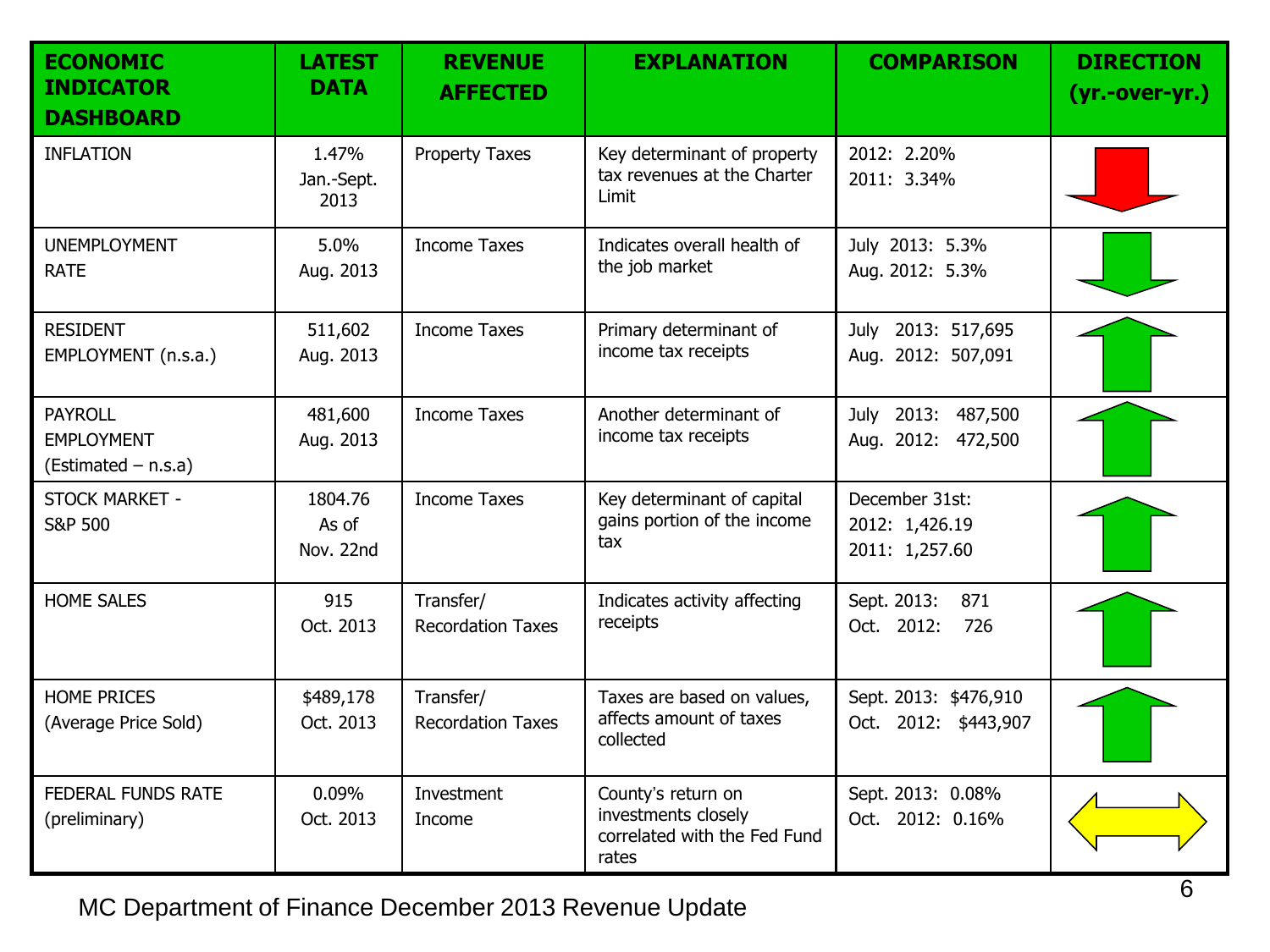| ECONOMIC INDICATOR DASHBOARD | LATEST DATA | REVENUE AFFECTED | EXPLANATION | COMPARISON | DIRECTION (yr.-over-yr.) |
|---|---|---|---|---|---|
| INFLATION | 1.47% Jan.-Sept. 2013 | Property Taxes | Key determinant of property tax revenues at the Charter Limit | 2012: 2.20%<br>2011: 3.34% | Down (red) |
| UNEMPLOYMENT RATE | 5.0% Aug. 2013 | Income Taxes | Indicates overall health of the job market | July 2013: 5.3%<br>Aug. 2012: 5.3% | Down (green) |
| RESIDENT EMPLOYMENT (n.s.a.) | 511,602 Aug. 2013 | Income Taxes | Primary determinant of income tax receipts | July 2013: 517,695<br>Aug. 2012: 507,091 | Up (green) |
| PAYROLL EMPLOYMENT (Estimated – n.s.a) | 481,600 Aug. 2013 | Income Taxes | Another determinant of income tax receipts | July 2013: 487,500<br>Aug. 2012: 472,500 | Up (green) |
| STOCK MARKET - S&P 500 | 1804.76 As of Nov. 22nd | Income Taxes | Key determinant of capital gains portion of the income tax | December 31st:<br>2012: 1,426.19<br>2011: 1,257.60 | Up (green) |
| HOME SALES | 915 Oct. 2013 | Transfer/ Recordation Taxes | Indicates activity affecting receipts | Sept. 2013: 871<br>Oct. 2012: 726 | Up (green) |
| HOME PRICES (Average Price Sold) | $489,178 Oct. 2013 | Transfer/ Recordation Taxes | Taxes are based on values, affects amount of taxes collected | Sept. 2013: $476,910<br>Oct. 2012: $443,907 | Up (green) |
| FEDERAL FUNDS RATE (preliminary) | 0.09% Oct. 2013 | Investment Income | County's return on investments closely correlated with the Fed Fund rates | Sept. 2013: 0.08%<br>Oct. 2012: 0.16% | Unchanged (yellow) |

MC Department of Finance December 2013 Revenue Update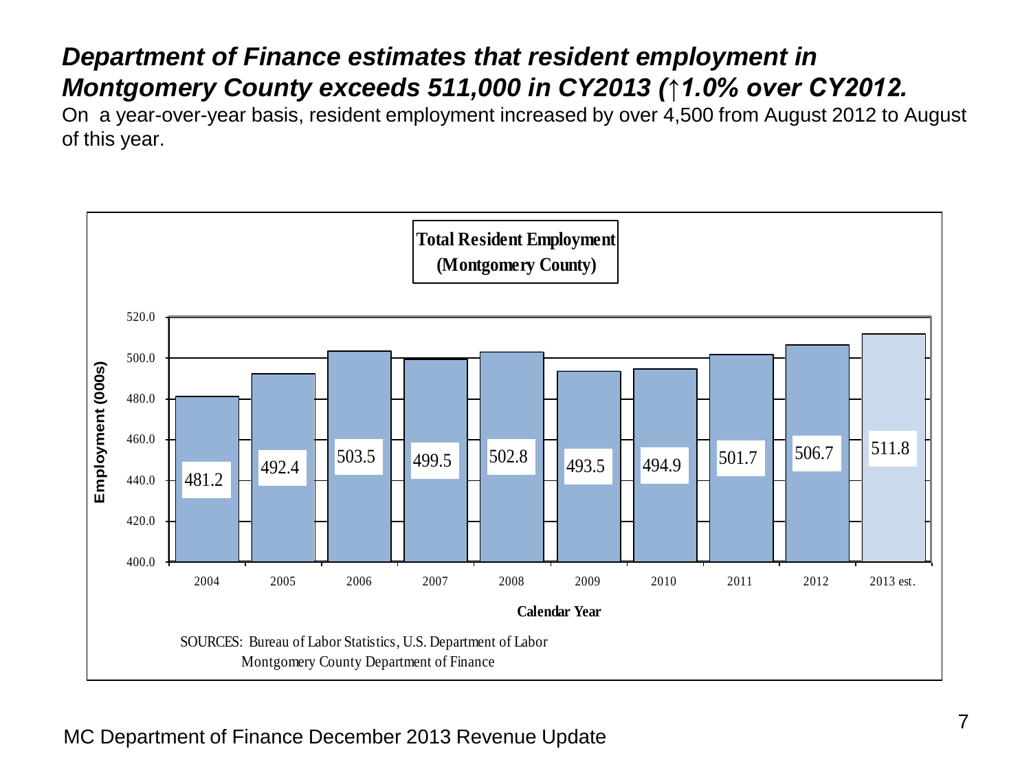## *Department of Finance estimates that resident employment in Montgomery County exceeds 511,000 in CY2013 (↑1.0% over CY2012.*

On a year-over-year basis, resident employment increased by over 4,500 from August 2012 to August of this year.

**Total Resident Employment (Montgomery County)**

| Calendar Year | Employment (000s) |
|---|---|
| 2004 | 481.2 |
| 2005 | 492.4 |
| 2006 | 503.5 |
| 2007 | 499.5 |
| 2008 | 502.8 |
| 2009 | 493.5 |
| 2010 | 494.9 |
| 2011 | 501.7 |
| 2012 | 506.7 |
| 2013 est. | 511.8 |

SOURCES: Bureau of Labor Statistics, U.S. Department of Labor
Montgomery County Department of Finance

MC Department of Finance December 2013 Revenue Update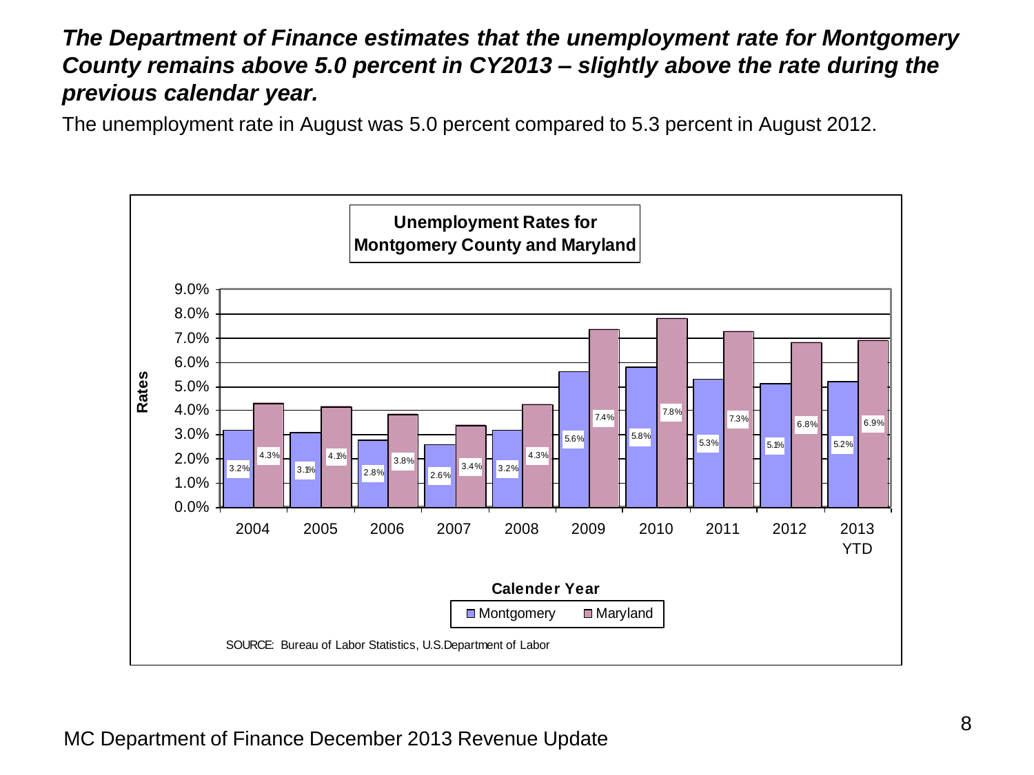***The Department of Finance estimates that the unemployment rate for Montgomery County remains above 5.0 percent in CY2013 – slightly above the rate during the previous calendar year.***

The unemployment rate in August was 5.0 percent compared to 5.3 percent in August 2012.

**Unemployment Rates for Montgomery County and Maryland**

| Calender Year | Montgomery | Maryland |
|---|---|---|
| 2004 | 3.2% | 4.3% |
| 2005 | 3.1% | 4.1% |
| 2006 | 2.8% | 3.8% |
| 2007 | 2.6% | 3.4% |
| 2008 | 3.2% | 4.3% |
| 2009 | 5.6% | 7.4% |
| 2010 | 5.8% | 7.8% |
| 2011 | 5.3% | 7.3% |
| 2012 | 5.1% | 6.8% |
| 2013 YTD | 5.2% | 6.9% |

SOURCE: Bureau of Labor Statistics, U.S.Department of Labor

MC Department of Finance December 2013 Revenue Update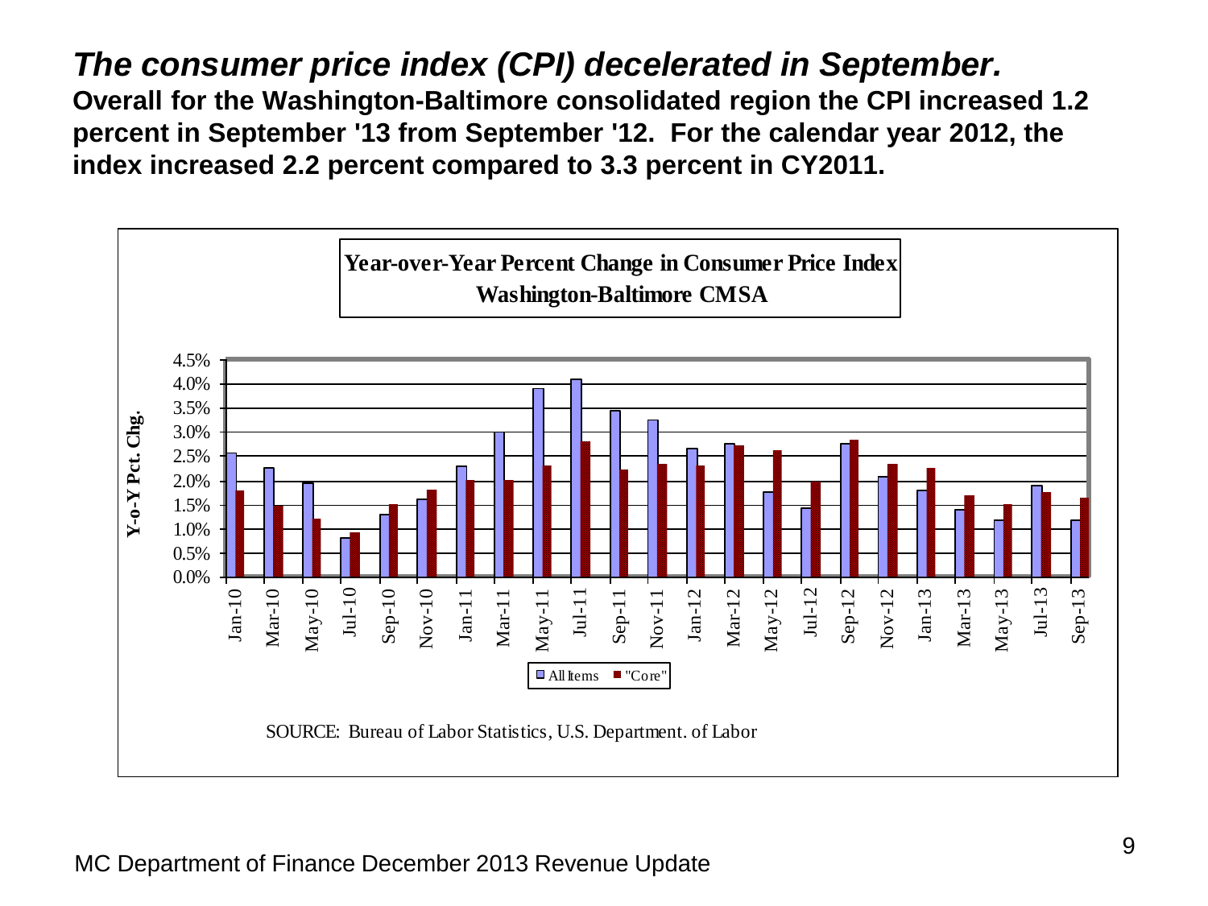# *The consumer price index (CPI) decelerated in September.*

**Overall for the Washington-Baltimore consolidated region the CPI increased 1.2 percent in September '13 from September '12. For the calendar year 2012, the index increased 2.2 percent compared to 3.3 percent in CY2011.**

**Year-over-Year Percent Change in Consumer Price Index**
**Washington-Baltimore CMSA**

SOURCE: Bureau of Labor Statistics, U.S. Department. of Labor

MC Department of Finance December 2013 Revenue Update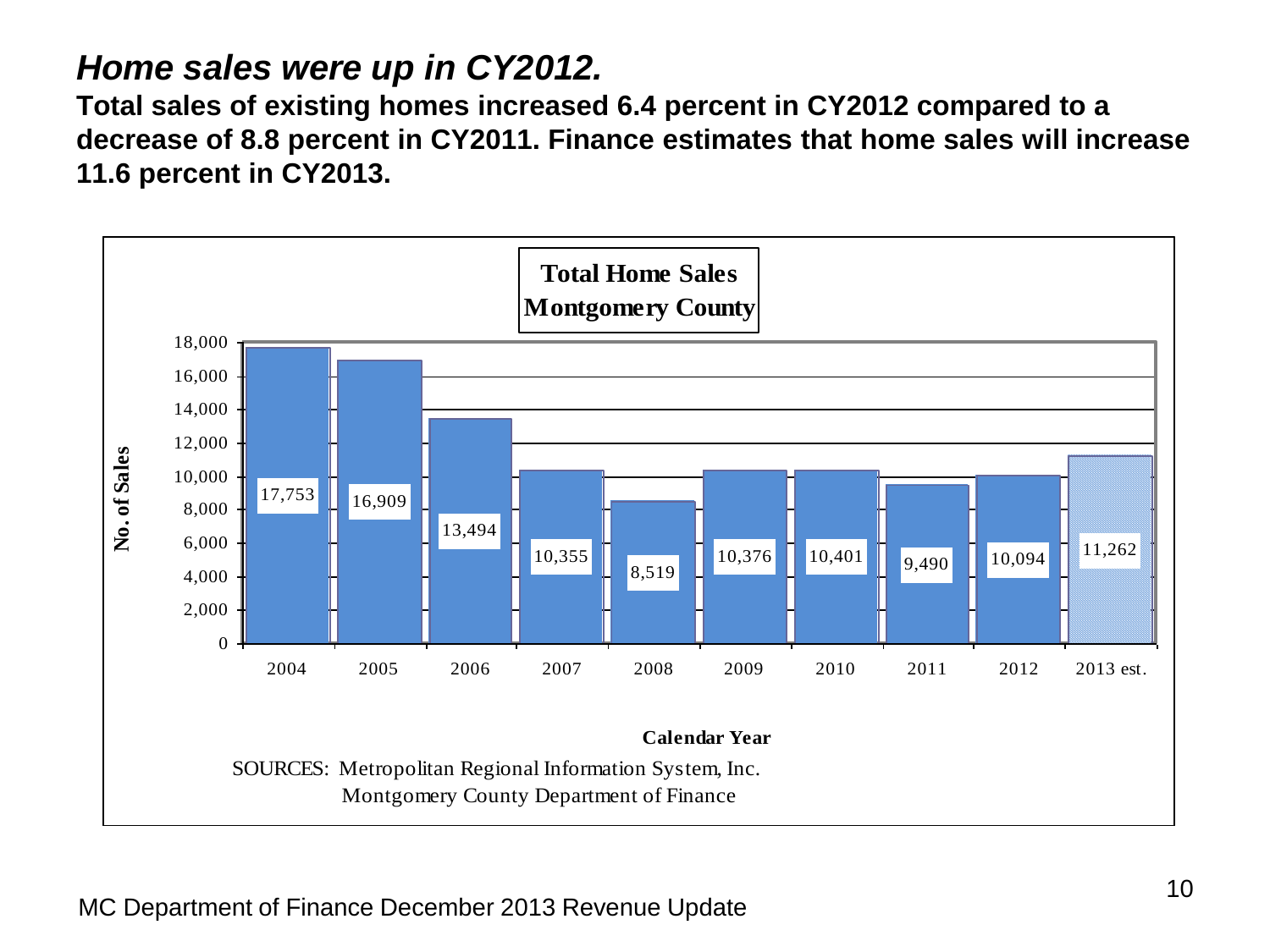# *Home sales were up in CY2012.*

**Total sales of existing homes increased 6.4 percent in CY2012 compared to a decrease of 8.8 percent in CY2011. Finance estimates that home sales will increase 11.6 percent in CY2013.**

**Total Home Sales**
**Montgomery County**

| Calendar Year | No. of Sales |
|---|---|
| 2004 | 17,753 |
| 2005 | 16,909 |
| 2006 | 13,494 |
| 2007 | 10,355 |
| 2008 | 8,519 |
| 2009 | 10,376 |
| 2010 | 10,401 |
| 2011 | 9,490 |
| 2012 | 10,094 |
| 2013 est. | 11,262 |

SOURCES: Metropolitan Regional Information System, Inc.
Montgomery County Department of Finance

MC Department of Finance December 2013 Revenue Update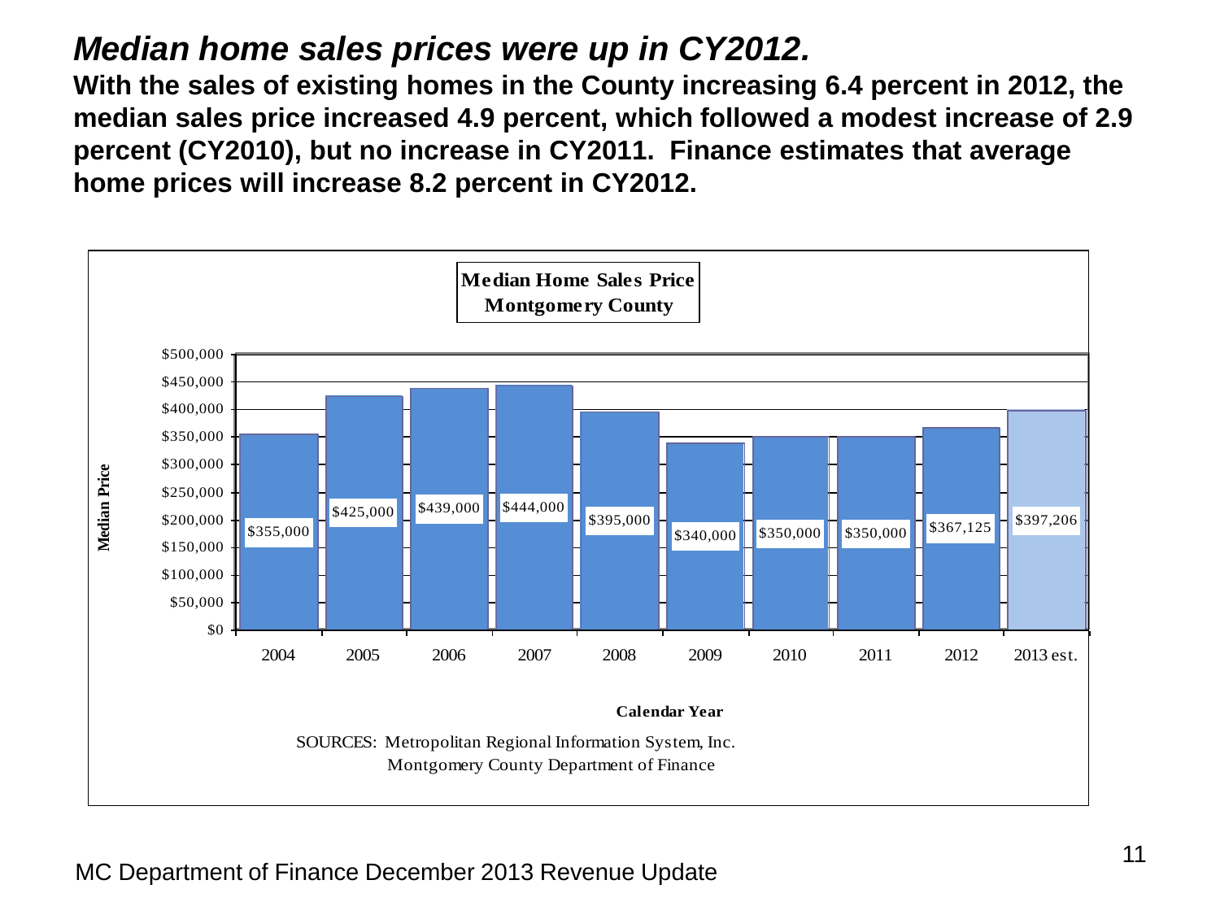# *Median home sales prices were up in CY2012.*

**With the sales of existing homes in the County increasing 6.4 percent in 2012, the median sales price increased 4.9 percent, which followed a modest increase of 2.9 percent (CY2010), but no increase in CY2011. Finance estimates that average home prices will increase 8.2 percent in CY2012.**

**Median Home Sales Price**
**Montgomery County**

**Median Price**

$500,000
$450,000
$400,000
$350,000
$300,000
$250,000
$200,000
$150,000
$100,000
$50,000
$0

$355,000
$425,000
$439,000
$444,000
$395,000
$340,000
$350,000
$350,000
$367,125
$397,206

2004 2005 2006 2007 2008 2009 2010 2011 2012 2013 est.

**Calendar Year**

SOURCES: Metropolitan Regional Information System, Inc.
Montgomery County Department of Finance

MC Department of Finance December 2013 Revenue Update